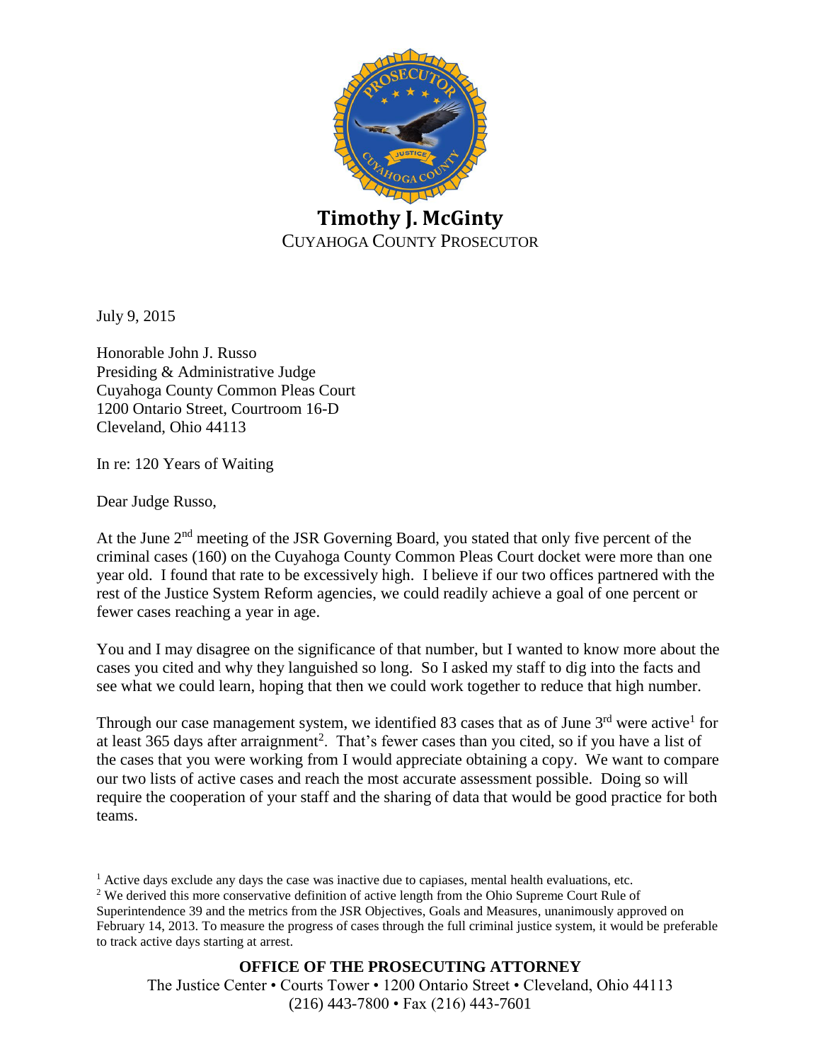**Timothy J. McGinty**
CUYAHOGA COUNTY PROSECUTOR

July 9, 2015

Honorable John J. Russo
Presiding & Administrative Judge
Cuyahoga County Common Pleas Court
1200 Ontario Street, Courtroom 16-D
Cleveland, Ohio 44113

In re: 120 Years of Waiting

Dear Judge Russo,

At the June 2nd meeting of the JSR Governing Board, you stated that only five percent of the criminal cases (160) on the Cuyahoga County Common Pleas Court docket were more than one year old. I found that rate to be excessively high. I believe if our two offices partnered with the rest of the Justice System Reform agencies, we could readily achieve a goal of one percent or fewer cases reaching a year in age.

You and I may disagree on the significance of that number, but I wanted to know more about the cases you cited and why they languished so long. So I asked my staff to dig into the facts and see what we could learn, hoping that then we could work together to reduce that high number.

Through our case management system, we identified 83 cases that as of June 3rd were active[1] for at least 365 days after arraignment[2]. That's fewer cases than you cited, so if you have a list of the cases that you were working from I would appreciate obtaining a copy. We want to compare our two lists of active cases and reach the most accurate assessment possible. Doing so will require the cooperation of your staff and the sharing of data that would be good practice for both teams.

[1] Active days exclude any days the case was inactive due to capiases, mental health evaluations, etc.

[2] We derived this more conservative definition of active length from the Ohio Supreme Court Rule of Superintendence 39 and the metrics from the JSR Objectives, Goals and Measures, unanimously approved on February 14, 2013. To measure the progress of cases through the full criminal justice system, it would be preferable to track active days starting at arrest.

**OFFICE OF THE PROSECUTING ATTORNEY**
The Justice Center • Courts Tower • 1200 Ontario Street • Cleveland, Ohio 44113
(216) 443-7800 • Fax (216) 443-7601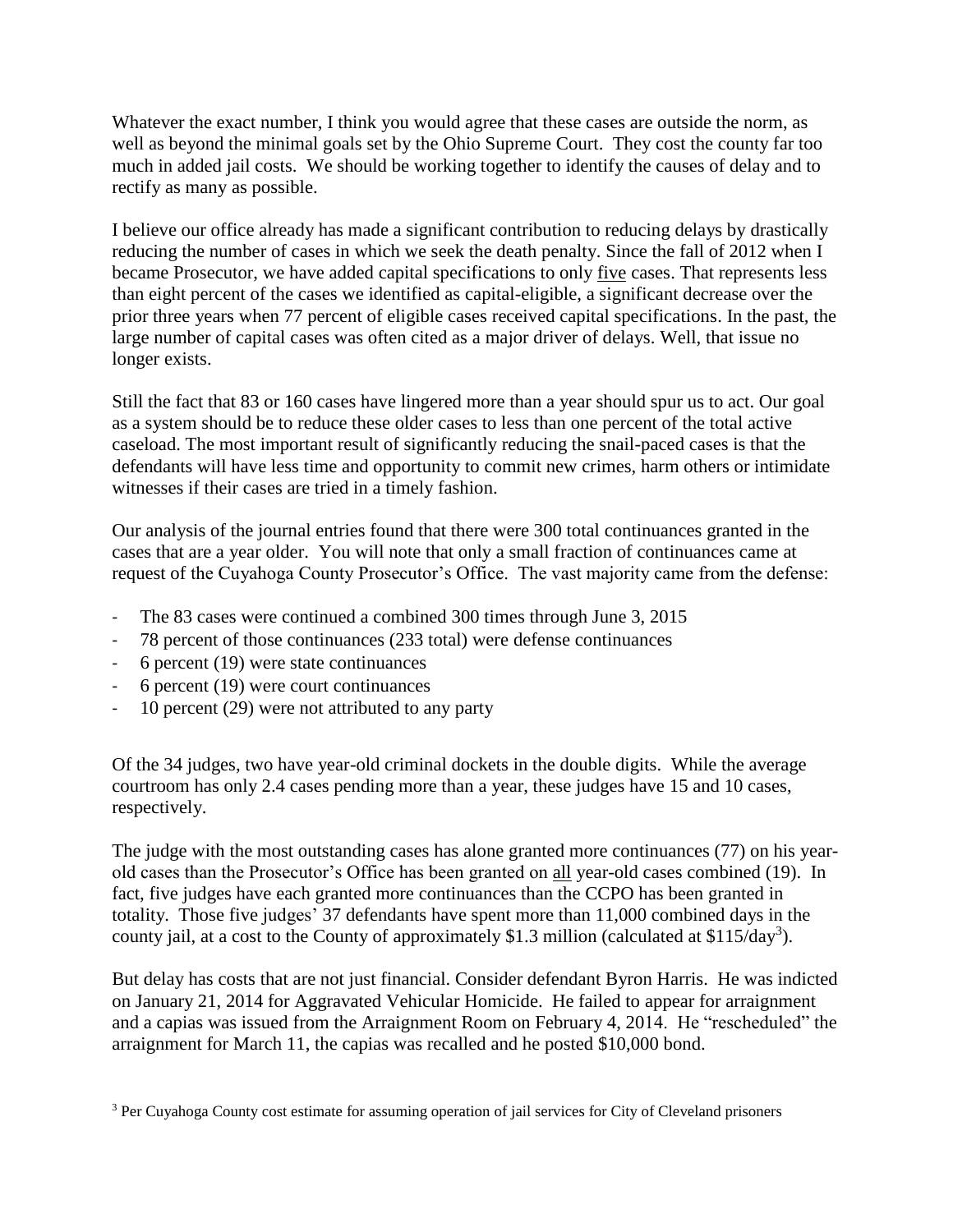Whatever the exact number, I think you would agree that these cases are outside the norm, as well as beyond the minimal goals set by the Ohio Supreme Court. They cost the county far too much in added jail costs. We should be working together to identify the causes of delay and to rectify as many as possible.

I believe our office already has made a significant contribution to reducing delays by drastically reducing the number of cases in which we seek the death penalty. Since the fall of 2012 when I became Prosecutor, we have added capital specifications to only five cases. That represents less than eight percent of the cases we identified as capital-eligible, a significant decrease over the prior three years when 77 percent of eligible cases received capital specifications. In the past, the large number of capital cases was often cited as a major driver of delays. Well, that issue no longer exists.

Still the fact that 83 or 160 cases have lingered more than a year should spur us to act. Our goal as a system should be to reduce these older cases to less than one percent of the total active caseload. The most important result of significantly reducing the snail-paced cases is that the defendants will have less time and opportunity to commit new crimes, harm others or intimidate witnesses if their cases are tried in a timely fashion.

Our analysis of the journal entries found that there were 300 total continuances granted in the cases that are a year older. You will note that only a small fraction of continuances came at request of the Cuyahoga County Prosecutor's Office. The vast majority came from the defense:

- The 83 cases were continued a combined 300 times through June 3, 2015
- 78 percent of those continuances (233 total) were defense continuances
- 6 percent (19) were state continuances
- 6 percent (19) were court continuances
- 10 percent (29) were not attributed to any party

Of the 34 judges, two have year-old criminal dockets in the double digits. While the average courtroom has only 2.4 cases pending more than a year, these judges have 15 and 10 cases, respectively.

The judge with the most outstanding cases has alone granted more continuances (77) on his year-old cases than the Prosecutor's Office has been granted on all year-old cases combined (19). In fact, five judges have each granted more continuances than the CCPO has been granted in totality. Those five judges' 37 defendants have spent more than 11,000 combined days in the county jail, at a cost to the County of approximately $1.3 million (calculated at $115/day[3]).

But delay has costs that are not just financial. Consider defendant Byron Harris. He was indicted on January 21, 2014 for Aggravated Vehicular Homicide. He failed to appear for arraignment and a capias was issued from the Arraignment Room on February 4, 2014. He "rescheduled" the arraignment for March 11, the capias was recalled and he posted $10,000 bond.

[3] Per Cuyahoga County cost estimate for assuming operation of jail services for City of Cleveland prisoners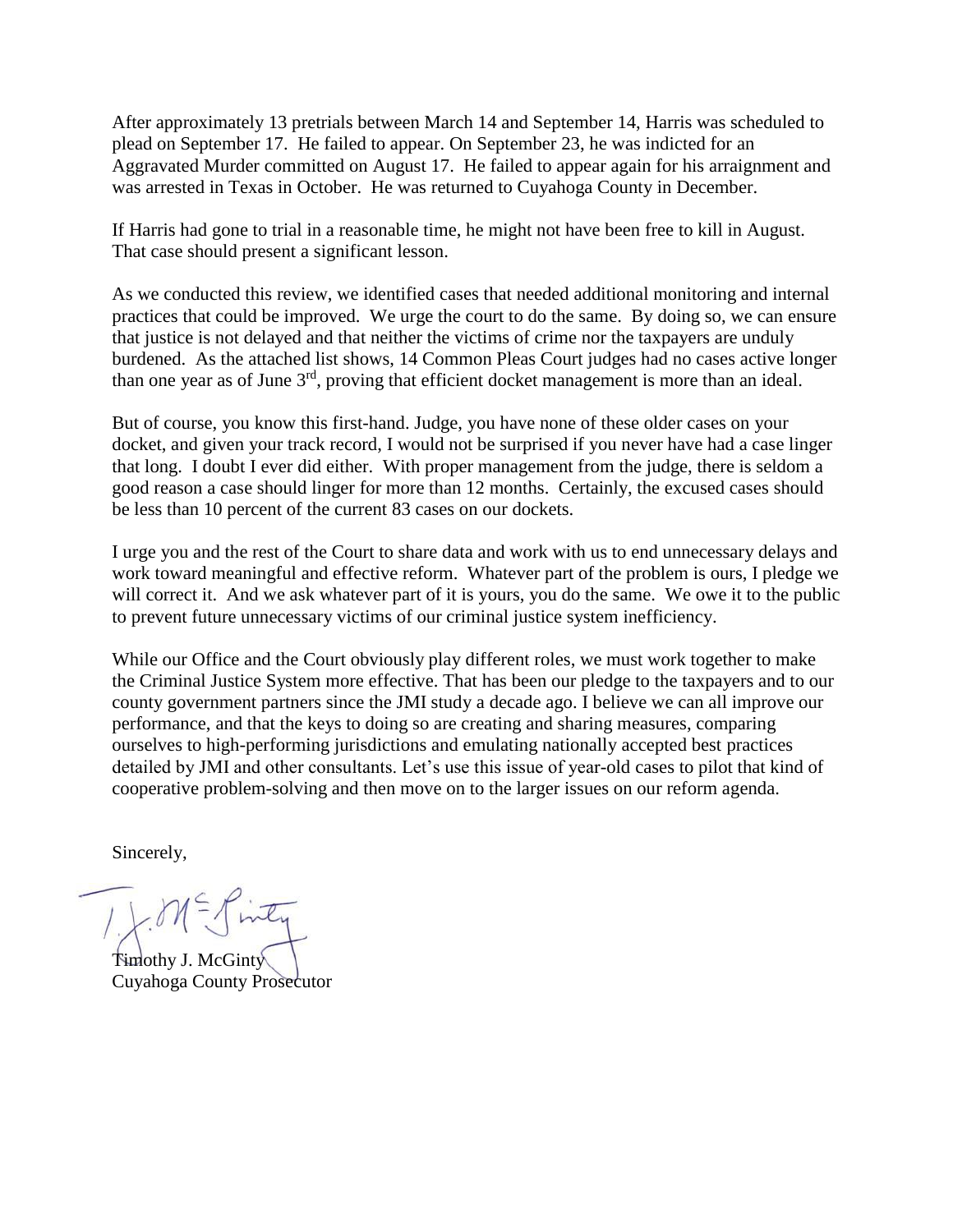After approximately 13 pretrials between March 14 and September 14, Harris was scheduled to plead on September 17. He failed to appear. On September 23, he was indicted for an Aggravated Murder committed on August 17. He failed to appear again for his arraignment and was arrested in Texas in October. He was returned to Cuyahoga County in December.

If Harris had gone to trial in a reasonable time, he might not have been free to kill in August. That case should present a significant lesson.

As we conducted this review, we identified cases that needed additional monitoring and internal practices that could be improved. We urge the court to do the same. By doing so, we can ensure that justice is not delayed and that neither the victims of crime nor the taxpayers are unduly burdened. As the attached list shows, 14 Common Pleas Court judges had no cases active longer than one year as of June 3rd, proving that efficient docket management is more than an ideal.

But of course, you know this first-hand. Judge, you have none of these older cases on your docket, and given your track record, I would not be surprised if you never have had a case linger that long. I doubt I ever did either. With proper management from the judge, there is seldom a good reason a case should linger for more than 12 months. Certainly, the excused cases should be less than 10 percent of the current 83 cases on our dockets.

I urge you and the rest of the Court to share data and work with us to end unnecessary delays and work toward meaningful and effective reform. Whatever part of the problem is ours, I pledge we will correct it. And we ask whatever part of it is yours, you do the same. We owe it to the public to prevent future unnecessary victims of our criminal justice system inefficiency.

While our Office and the Court obviously play different roles, we must work together to make the Criminal Justice System more effective. That has been our pledge to the taxpayers and to our county government partners since the JMI study a decade ago. I believe we can all improve our performance, and that the keys to doing so are creating and sharing measures, comparing ourselves to high-performing jurisdictions and emulating nationally accepted best practices detailed by JMI and other consultants. Let's use this issue of year-old cases to pilot that kind of cooperative problem-solving and then move on to the larger issues on our reform agenda.

Sincerely,

Timothy J. McGinty
Cuyahoga County Prosecutor